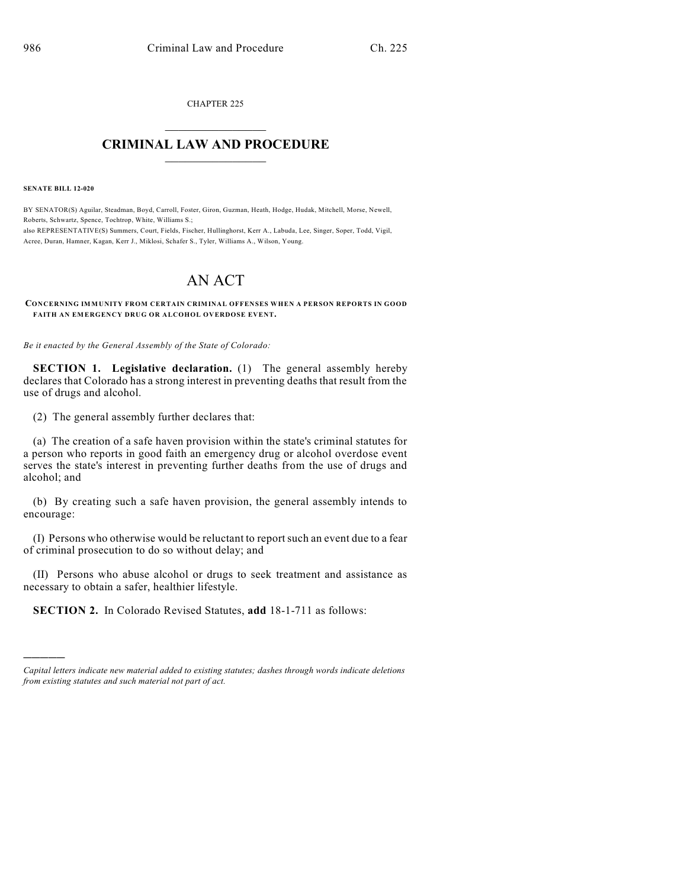CHAPTER 225

# CRIMINAL LAW AND PROCEDURE

**SENATE BILL 12-020**

BY SENATOR(S) Aguilar, Steadman, Boyd, Carroll, Foster, Giron, Guzman, Heath, Hodge, Hudak, Mitchell, Morse, Newell, Roberts, Schwartz, Spence, Tochtrop, White, Williams S.;
also REPRESENTATIVE(S) Summers, Court, Fields, Fischer, Hullinghorst, Kerr A., Labuda, Lee, Singer, Soper, Todd, Vigil, Acree, Duran, Hamner, Kagan, Kerr J., Miklosi, Schafer S., Tyler, Williams A., Wilson, Young.

# AN ACT

**CONCERNING IMMUNITY FROM CERTAIN CRIMINAL OFFENSES WHEN A PERSON REPORTS IN GOOD FAITH AN EMERGENCY DRUG OR ALCOHOL OVERDOSE EVENT.**

*Be it enacted by the General Assembly of the State of Colorado:*

**SECTION 1. Legislative declaration.** (1) The general assembly hereby declares that Colorado has a strong interest in preventing deaths that result from the use of drugs and alcohol.

(2) The general assembly further declares that:

(a) The creation of a safe haven provision within the state's criminal statutes for a person who reports in good faith an emergency drug or alcohol overdose event serves the state's interest in preventing further deaths from the use of drugs and alcohol; and

(b) By creating such a safe haven provision, the general assembly intends to encourage:

(I) Persons who otherwise would be reluctant to report such an event due to a fear of criminal prosecution to do so without delay; and

(II) Persons who abuse alcohol or drugs to seek treatment and assistance as necessary to obtain a safer, healthier lifestyle.

**SECTION 2.** In Colorado Revised Statutes, **add** 18-1-711 as follows:

---

*Capital letters indicate new material added to existing statutes; dashes through words indicate deletions from existing statutes and such material not part of act.*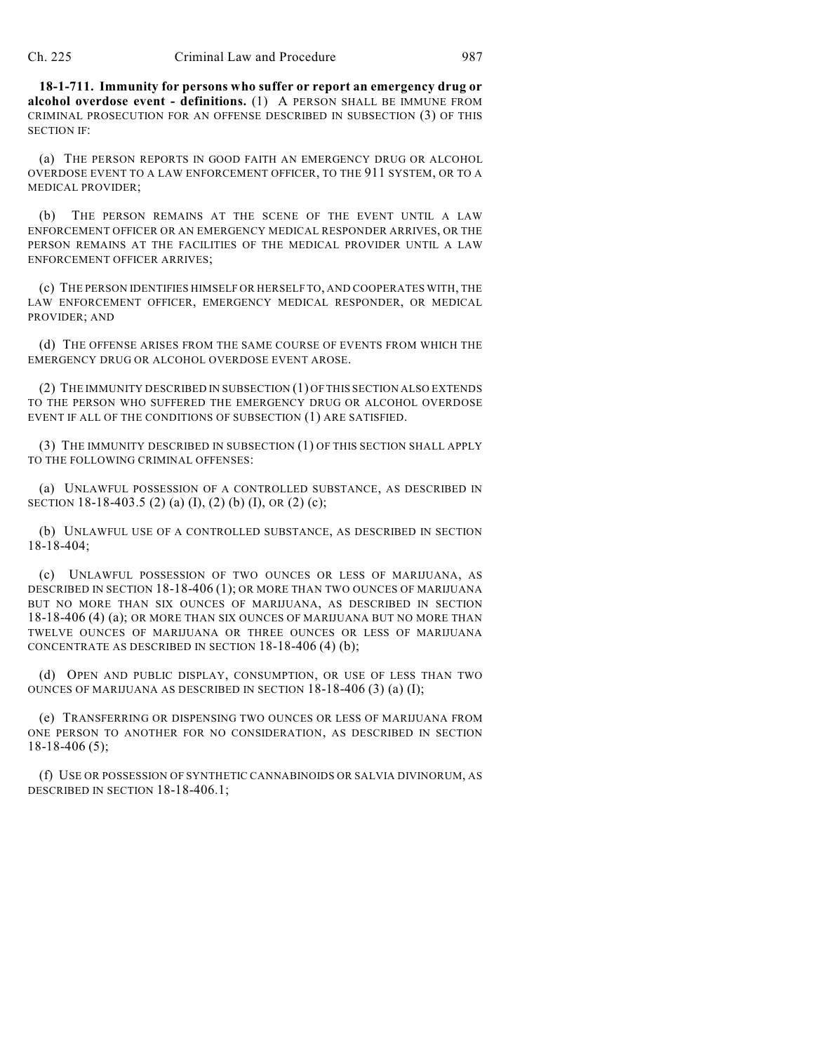**18-1-711. Immunity for persons who suffer or report an emergency drug or alcohol overdose event - definitions.** (1) A PERSON SHALL BE IMMUNE FROM CRIMINAL PROSECUTION FOR AN OFFENSE DESCRIBED IN SUBSECTION (3) OF THIS SECTION IF:

(a) THE PERSON REPORTS IN GOOD FAITH AN EMERGENCY DRUG OR ALCOHOL OVERDOSE EVENT TO A LAW ENFORCEMENT OFFICER, TO THE 911 SYSTEM, OR TO A MEDICAL PROVIDER;

(b) THE PERSON REMAINS AT THE SCENE OF THE EVENT UNTIL A LAW ENFORCEMENT OFFICER OR AN EMERGENCY MEDICAL RESPONDER ARRIVES, OR THE PERSON REMAINS AT THE FACILITIES OF THE MEDICAL PROVIDER UNTIL A LAW ENFORCEMENT OFFICER ARRIVES;

(c) THE PERSON IDENTIFIES HIMSELF OR HERSELF TO, AND COOPERATES WITH, THE LAW ENFORCEMENT OFFICER, EMERGENCY MEDICAL RESPONDER, OR MEDICAL PROVIDER; AND

(d) THE OFFENSE ARISES FROM THE SAME COURSE OF EVENTS FROM WHICH THE EMERGENCY DRUG OR ALCOHOL OVERDOSE EVENT AROSE.

(2) THE IMMUNITY DESCRIBED IN SUBSECTION (1) OF THIS SECTION ALSO EXTENDS TO THE PERSON WHO SUFFERED THE EMERGENCY DRUG OR ALCOHOL OVERDOSE EVENT IF ALL OF THE CONDITIONS OF SUBSECTION (1) ARE SATISFIED.

(3) THE IMMUNITY DESCRIBED IN SUBSECTION (1) OF THIS SECTION SHALL APPLY TO THE FOLLOWING CRIMINAL OFFENSES:

(a) UNLAWFUL POSSESSION OF A CONTROLLED SUBSTANCE, AS DESCRIBED IN SECTION 18-18-403.5 (2) (a) (I), (2) (b) (I), OR (2) (c);

(b) UNLAWFUL USE OF A CONTROLLED SUBSTANCE, AS DESCRIBED IN SECTION 18-18-404;

(c) UNLAWFUL POSSESSION OF TWO OUNCES OR LESS OF MARIJUANA, AS DESCRIBED IN SECTION 18-18-406 (1); OR MORE THAN TWO OUNCES OF MARIJUANA BUT NO MORE THAN SIX OUNCES OF MARIJUANA, AS DESCRIBED IN SECTION 18-18-406 (4) (a); OR MORE THAN SIX OUNCES OF MARIJUANA BUT NO MORE THAN TWELVE OUNCES OF MARIJUANA OR THREE OUNCES OR LESS OF MARIJUANA CONCENTRATE AS DESCRIBED IN SECTION 18-18-406 (4) (b);

(d) OPEN AND PUBLIC DISPLAY, CONSUMPTION, OR USE OF LESS THAN TWO OUNCES OF MARIJUANA AS DESCRIBED IN SECTION 18-18-406 (3) (a) (I);

(e) TRANSFERRING OR DISPENSING TWO OUNCES OR LESS OF MARIJUANA FROM ONE PERSON TO ANOTHER FOR NO CONSIDERATION, AS DESCRIBED IN SECTION 18-18-406 (5);

(f) USE OR POSSESSION OF SYNTHETIC CANNABINOIDS OR SALVIA DIVINORUM, AS DESCRIBED IN SECTION 18-18-406.1;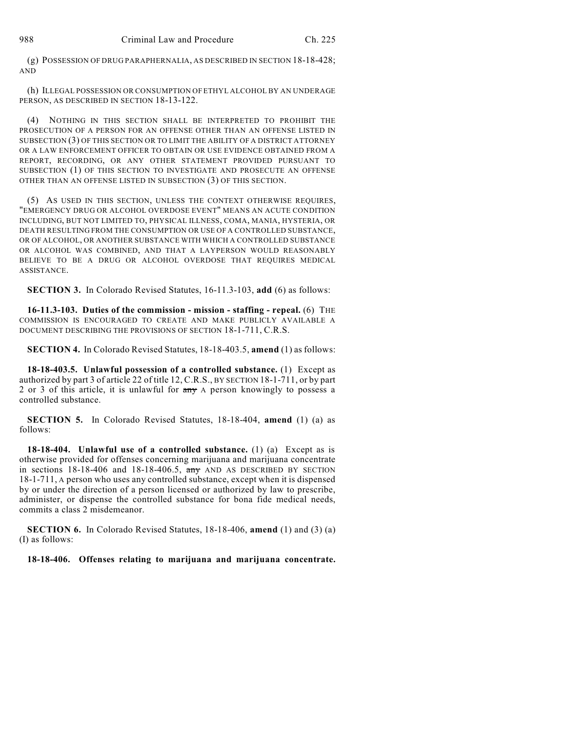(g) POSSESSION OF DRUG PARAPHERNALIA, AS DESCRIBED IN SECTION 18-18-428; AND

(h) ILLEGAL POSSESSION OR CONSUMPTION OF ETHYL ALCOHOL BY AN UNDERAGE PERSON, AS DESCRIBED IN SECTION 18-13-122.

(4) NOTHING IN THIS SECTION SHALL BE INTERPRETED TO PROHIBIT THE PROSECUTION OF A PERSON FOR AN OFFENSE OTHER THAN AN OFFENSE LISTED IN SUBSECTION (3) OF THIS SECTION OR TO LIMIT THE ABILITY OF A DISTRICT ATTORNEY OR A LAW ENFORCEMENT OFFICER TO OBTAIN OR USE EVIDENCE OBTAINED FROM A REPORT, RECORDING, OR ANY OTHER STATEMENT PROVIDED PURSUANT TO SUBSECTION (1) OF THIS SECTION TO INVESTIGATE AND PROSECUTE AN OFFENSE OTHER THAN AN OFFENSE LISTED IN SUBSECTION (3) OF THIS SECTION.

(5) AS USED IN THIS SECTION, UNLESS THE CONTEXT OTHERWISE REQUIRES, "EMERGENCY DRUG OR ALCOHOL OVERDOSE EVENT" MEANS AN ACUTE CONDITION INCLUDING, BUT NOT LIMITED TO, PHYSICAL ILLNESS, COMA, MANIA, HYSTERIA, OR DEATH RESULTING FROM THE CONSUMPTION OR USE OF A CONTROLLED SUBSTANCE, OR OF ALCOHOL, OR ANOTHER SUBSTANCE WITH WHICH A CONTROLLED SUBSTANCE OR ALCOHOL WAS COMBINED, AND THAT A LAYPERSON WOULD REASONABLY BELIEVE TO BE A DRUG OR ALCOHOL OVERDOSE THAT REQUIRES MEDICAL ASSISTANCE.

**SECTION 3.** In Colorado Revised Statutes, 16-11.3-103, **add** (6) as follows:

**16-11.3-103. Duties of the commission - mission - staffing - repeal.** (6) THE COMMISSION IS ENCOURAGED TO CREATE AND MAKE PUBLICLY AVAILABLE A DOCUMENT DESCRIBING THE PROVISIONS OF SECTION 18-1-711, C.R.S.

**SECTION 4.** In Colorado Revised Statutes, 18-18-403.5, **amend** (1) as follows:

**18-18-403.5. Unlawful possession of a controlled substance.** (1) Except as authorized by part 3 of article 22 of title 12, C.R.S., BY SECTION 18-1-711, or by part 2 or 3 of this article, it is unlawful for ~~any~~ A person knowingly to possess a controlled substance.

**SECTION 5.** In Colorado Revised Statutes, 18-18-404, **amend** (1) (a) as follows:

**18-18-404. Unlawful use of a controlled substance.** (1) (a) Except as is otherwise provided for offenses concerning marijuana and marijuana concentrate in sections 18-18-406 and 18-18-406.5, ~~any~~ AND AS DESCRIBED BY SECTION 18-1-711, A person who uses any controlled substance, except when it is dispensed by or under the direction of a person licensed or authorized by law to prescribe, administer, or dispense the controlled substance for bona fide medical needs, commits a class 2 misdemeanor.

**SECTION 6.** In Colorado Revised Statutes, 18-18-406, **amend** (1) and (3) (a) (I) as follows:

**18-18-406. Offenses relating to marijuana and marijuana concentrate.**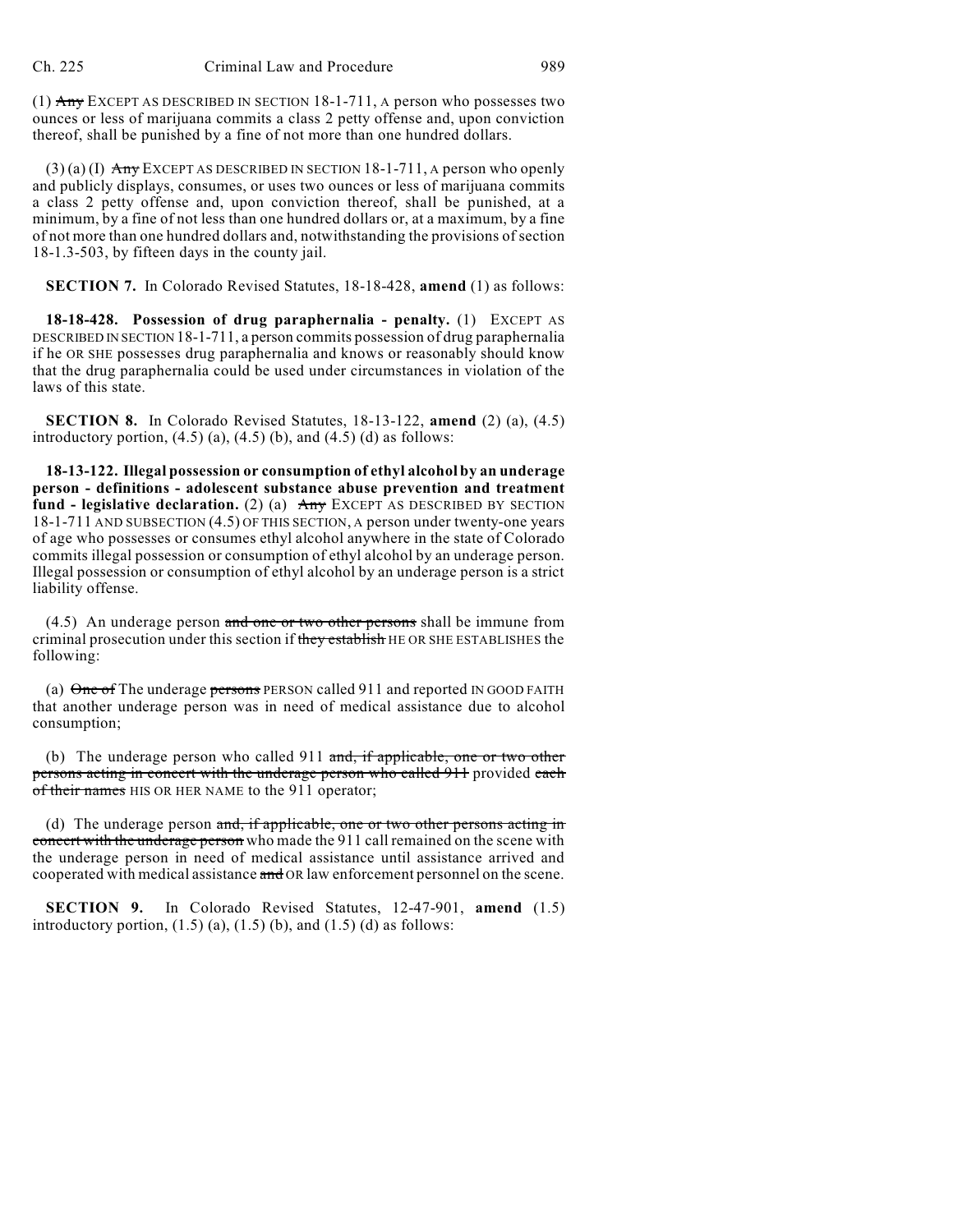(1) ~~Any~~ EXCEPT AS DESCRIBED IN SECTION 18-1-711, A person who possesses two ounces or less of marijuana commits a class 2 petty offense and, upon conviction thereof, shall be punished by a fine of not more than one hundred dollars.

(3) (a) (I) ~~Any~~ EXCEPT AS DESCRIBED IN SECTION 18-1-711, A person who openly and publicly displays, consumes, or uses two ounces or less of marijuana commits a class 2 petty offense and, upon conviction thereof, shall be punished, at a minimum, by a fine of not less than one hundred dollars or, at a maximum, by a fine of not more than one hundred dollars and, notwithstanding the provisions of section 18-1.3-503, by fifteen days in the county jail.

**SECTION 7.** In Colorado Revised Statutes, 18-18-428, **amend** (1) as follows:

**18-18-428. Possession of drug paraphernalia - penalty.** (1) EXCEPT AS DESCRIBED IN SECTION 18-1-711, a person commits possession of drug paraphernalia if he OR SHE possesses drug paraphernalia and knows or reasonably should know that the drug paraphernalia could be used under circumstances in violation of the laws of this state.

**SECTION 8.** In Colorado Revised Statutes, 18-13-122, **amend** (2) (a), (4.5) introductory portion, (4.5) (a), (4.5) (b), and (4.5) (d) as follows:

**18-13-122. Illegal possession or consumption of ethyl alcohol by an underage person - definitions - adolescent substance abuse prevention and treatment fund - legislative declaration.** (2) (a) ~~Any~~ EXCEPT AS DESCRIBED BY SECTION 18-1-711 AND SUBSECTION (4.5) OF THIS SECTION, A person under twenty-one years of age who possesses or consumes ethyl alcohol anywhere in the state of Colorado commits illegal possession or consumption of ethyl alcohol by an underage person. Illegal possession or consumption of ethyl alcohol by an underage person is a strict liability offense.

(4.5) An underage person ~~and one or two other persons~~ shall be immune from criminal prosecution under this section if ~~they establish~~ HE OR SHE ESTABLISHES the following:

(a) ~~One of~~ The underage ~~persons~~ PERSON called 911 and reported IN GOOD FAITH that another underage person was in need of medical assistance due to alcohol consumption;

(b) The underage person who called 911 ~~and, if applicable, one or two other persons acting in concert with the underage person who called 911~~ provided ~~each of their names~~ HIS OR HER NAME to the 911 operator;

(d) The underage person ~~and, if applicable, one or two other persons acting in concert with the underage person~~ who made the 911 call remained on the scene with the underage person in need of medical assistance until assistance arrived and cooperated with medical assistance ~~and~~ OR law enforcement personnel on the scene.

**SECTION 9.** In Colorado Revised Statutes, 12-47-901, **amend** (1.5) introductory portion, (1.5) (a), (1.5) (b), and (1.5) (d) as follows: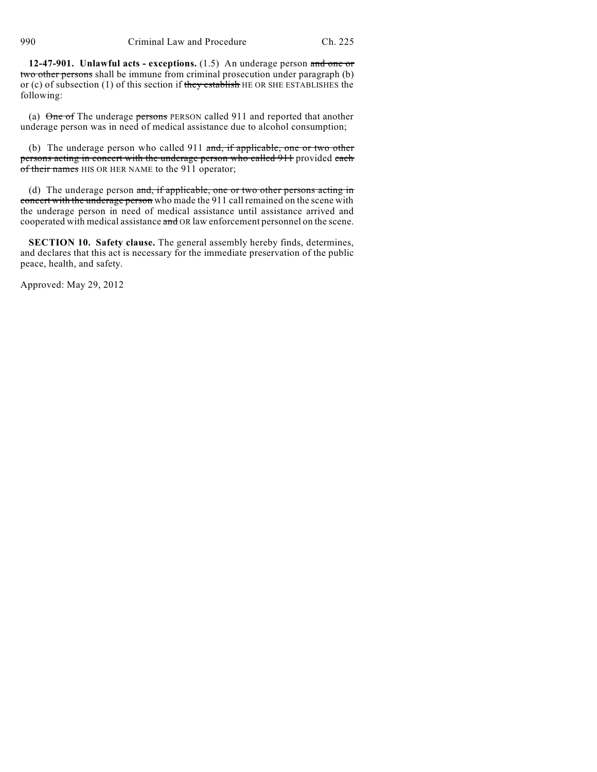**12-47-901. Unlawful acts - exceptions.** (1.5) An underage person ~~and one or two other persons~~ shall be immune from criminal prosecution under paragraph (b) or (c) of subsection (1) of this section if ~~they establish~~ HE OR SHE ESTABLISHES the following:

(a) ~~One of~~ The underage ~~persons~~ PERSON called 911 and reported that another underage person was in need of medical assistance due to alcohol consumption;

(b) The underage person who called 911 ~~and, if applicable, one or two other persons acting in concert with the underage person who called 911~~ provided ~~each of their names~~ HIS OR HER NAME to the 911 operator;

(d) The underage person ~~and, if applicable, one or two other persons acting in concert with the underage person~~ who made the 911 call remained on the scene with the underage person in need of medical assistance until assistance arrived and cooperated with medical assistance ~~and~~ OR law enforcement personnel on the scene.

**SECTION 10. Safety clause.** The general assembly hereby finds, determines, and declares that this act is necessary for the immediate preservation of the public peace, health, and safety.

Approved: May 29, 2012